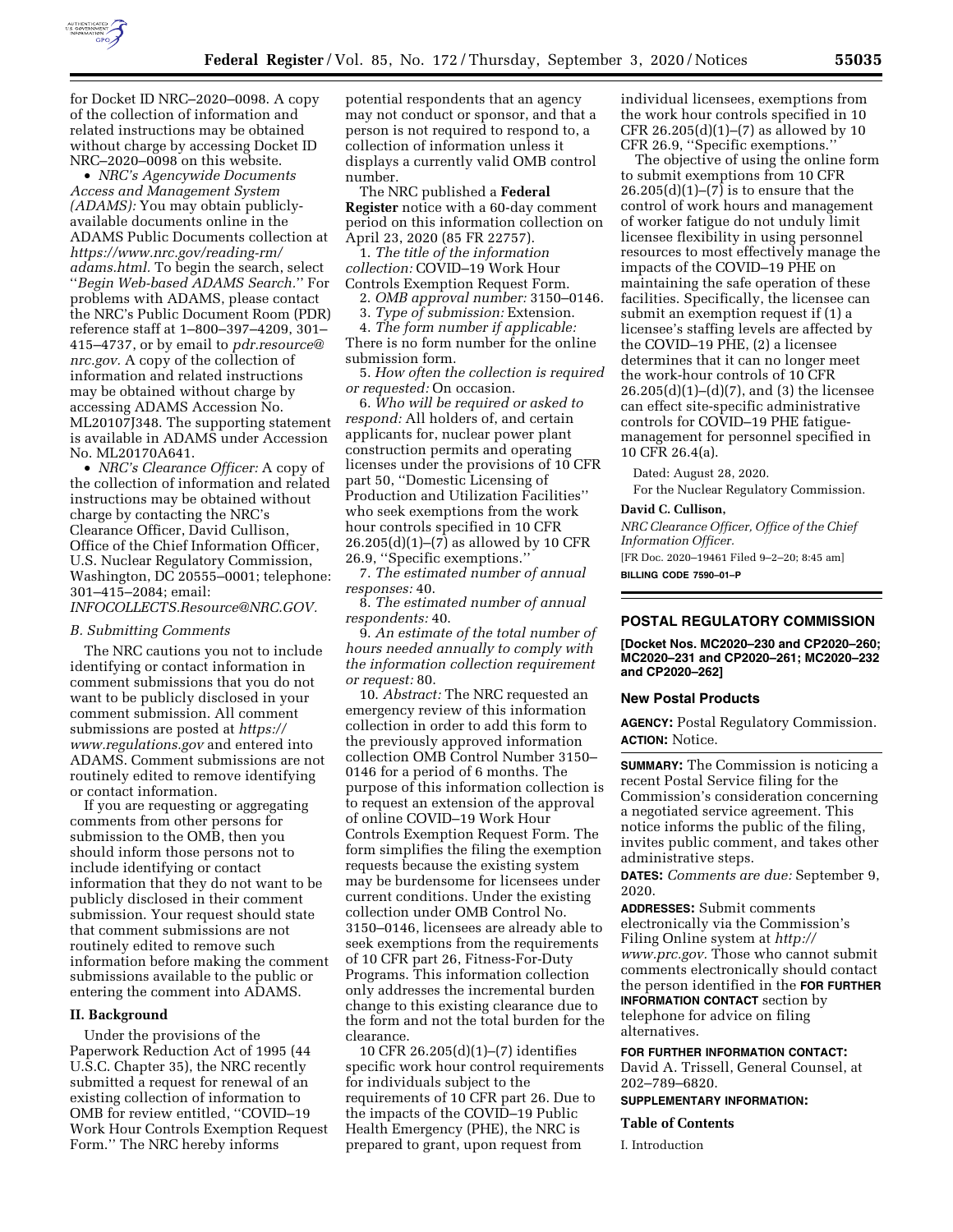for Docket ID NRC–2020–0098. A copy of the collection of information and related instructions may be obtained without charge by accessing Docket ID NRC–2020–0098 on this website.

- *NRC's Agencywide Documents Access and Management System (ADAMS):* You may obtain publicly-available documents online in the ADAMS Public Documents collection at *https://www.nrc.gov/reading-rm/adams.html.* To begin the search, select ''*Begin Web-based ADAMS Search.*'' For problems with ADAMS, please contact the NRC's Public Document Room (PDR) reference staff at 1–800–397–4209, 301–415–4737, or by email to *pdr.resource@nrc.gov.* A copy of the collection of information and related instructions may be obtained without charge by accessing ADAMS Accession No. ML20107J348. The supporting statement is available in ADAMS under Accession No. ML20170A641.
- *NRC's Clearance Officer:* A copy of the collection of information and related instructions may be obtained without charge by contacting the NRC's Clearance Officer, David Cullison, Office of the Chief Information Officer, U.S. Nuclear Regulatory Commission, Washington, DC 20555–0001; telephone: 301–415–2084; email: *INFOCOLLECTS.Resource@NRC.GOV.*

### B. Submitting Comments

The NRC cautions you not to include identifying or contact information in comment submissions that you do not want to be publicly disclosed in your comment submission. All comment submissions are posted at *https://www.regulations.gov* and entered into ADAMS. Comment submissions are not routinely edited to remove identifying or contact information.

If you are requesting or aggregating comments from other persons for submission to the OMB, then you should inform those persons not to include identifying or contact information that they do not want to be publicly disclosed in their comment submission. Your request should state that comment submissions are not routinely edited to remove such information before making the comment submissions available to the public or entering the comment into ADAMS.

## II. Background

Under the provisions of the Paperwork Reduction Act of 1995 (44 U.S.C. Chapter 35), the NRC recently submitted a request for renewal of an existing collection of information to OMB for review entitled, ''COVID–19 Work Hour Controls Exemption Request Form.'' The NRC hereby informs potential respondents that an agency may not conduct or sponsor, and that a person is not required to respond to, a collection of information unless it displays a currently valid OMB control number.

The NRC published a **Federal Register** notice with a 60-day comment period on this information collection on April 23, 2020 (85 FR 22757).

1. *The title of the information collection:* COVID–19 Work Hour Controls Exemption Request Form.
2. *OMB approval number:* 3150–0146.
3. *Type of submission:* Extension.
4. *The form number if applicable:* There is no form number for the online submission form.
5. *How often the collection is required or requested:* On occasion.
6. *Who will be required or asked to respond:* All holders of, and certain applicants for, nuclear power plant construction permits and operating licenses under the provisions of 10 CFR part 50, ''Domestic Licensing of Production and Utilization Facilities'' who seek exemptions from the work hour controls specified in 10 CFR 26.205(d)(1)–(7) as allowed by 10 CFR 26.9, ''Specific exemptions.''
7. *The estimated number of annual responses:* 40.
8. *The estimated number of annual respondents:* 40.
9. *An estimate of the total number of hours needed annually to comply with the information collection requirement or request:* 80.
10. *Abstract:* The NRC requested an emergency review of this information collection in order to add this form to the previously approved information collection OMB Control Number 3150–0146 for a period of 6 months. The purpose of this information collection is to request an extension of the approval of online COVID–19 Work Hour Controls Exemption Request Form. The form simplifies the filing the exemption requests because the existing system may be burdensome for licensees under current conditions. Under the existing collection under OMB Control No. 3150–0146, licensees are already able to seek exemptions from the requirements of 10 CFR part 26, Fitness-For-Duty Programs. This information collection only addresses the incremental burden change to this existing clearance due to the form and not the total burden for the clearance.

10 CFR 26.205(d)(1)–(7) identifies specific work hour control requirements for individuals subject to the requirements of 10 CFR part 26. Due to the impacts of the COVID–19 Public Health Emergency (PHE), the NRC is prepared to grant, upon request from individual licensees, exemptions from the work hour controls specified in 10 CFR 26.205(d)(1)–(7) as allowed by 10 CFR 26.9, ''Specific exemptions.''

The objective of using the online form to submit exemptions from 10 CFR 26.205(d)(1)–(7) is to ensure that the control of work hours and management of worker fatigue do not unduly limit licensee flexibility in using personnel resources to most effectively manage the impacts of the COVID–19 PHE on maintaining the safe operation of these facilities. Specifically, the licensee can submit an exemption request if (1) a licensee's staffing levels are affected by the COVID–19 PHE, (2) a licensee determines that it can no longer meet the work-hour controls of 10 CFR 26.205(d)(1)–(d)(7), and (3) the licensee can effect site-specific administrative controls for COVID–19 PHE fatigue-management for personnel specified in 10 CFR 26.4(a).

Dated: August 28, 2020.

For the Nuclear Regulatory Commission.

**David C. Cullison,**

*NRC Clearance Officer, Office of the Chief Information Officer.*

[FR Doc. 2020–19461 Filed 9–2–20; 8:45 am]

**BILLING CODE 7590–01–P**

# POSTAL REGULATORY COMMISSION

**[Docket Nos. MC2020–230 and CP2020–260; MC2020–231 and CP2020–261; MC2020–232 and CP2020–262]**

## New Postal Products

**AGENCY:** Postal Regulatory Commission.

**ACTION:** Notice.

**SUMMARY:** The Commission is noticing a recent Postal Service filing for the Commission's consideration concerning a negotiated service agreement. This notice informs the public of the filing, invites public comment, and takes other administrative steps.

**DATES:** *Comments are due:* September 9, 2020.

**ADDRESSES:** Submit comments electronically via the Commission's Filing Online system at *http://www.prc.gov.* Those who cannot submit comments electronically should contact the person identified in the **FOR FURTHER INFORMATION CONTACT** section by telephone for advice on filing alternatives.

**FOR FURTHER INFORMATION CONTACT:** David A. Trissell, General Counsel, at 202–789–6820.

**SUPPLEMENTARY INFORMATION:**

**Table of Contents**

I. Introduction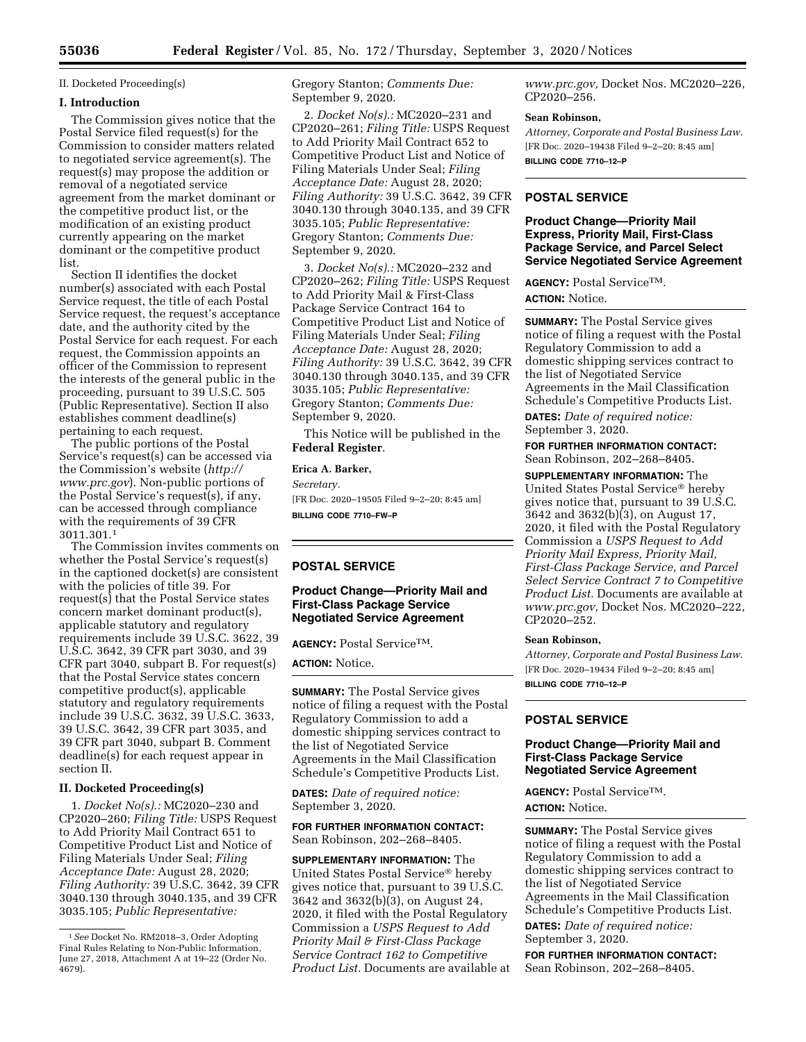II. Docketed Proceeding(s)

## I. Introduction

The Commission gives notice that the Postal Service filed request(s) for the Commission to consider matters related to negotiated service agreement(s). The request(s) may propose the addition or removal of a negotiated service agreement from the market dominant or the competitive product list, or the modification of an existing product currently appearing on the market dominant or the competitive product list.

Section II identifies the docket number(s) associated with each Postal Service request, the title of each Postal Service request, the request's acceptance date, and the authority cited by the Postal Service for each request. For each request, the Commission appoints an officer of the Commission to represent the interests of the general public in the proceeding, pursuant to 39 U.S.C. 505 (Public Representative). Section II also establishes comment deadline(s) pertaining to each request.

The public portions of the Postal Service's request(s) can be accessed via the Commission's website (*http://www.prc.gov*). Non-public portions of the Postal Service's request(s), if any, can be accessed through compliance with the requirements of 39 CFR 3011.301.[1]

The Commission invites comments on whether the Postal Service's request(s) in the captioned docket(s) are consistent with the policies of title 39. For request(s) that the Postal Service states concern market dominant product(s), applicable statutory and regulatory requirements include 39 U.S.C. 3622, 39 U.S.C. 3642, 39 CFR part 3030, and 39 CFR part 3040, subpart B. For request(s) that the Postal Service states concern competitive product(s), applicable statutory and regulatory requirements include 39 U.S.C. 3632, 39 U.S.C. 3633, 39 U.S.C. 3642, 39 CFR part 3035, and 39 CFR part 3040, subpart B. Comment deadline(s) for each request appear in section II.

## II. Docketed Proceeding(s)

1. *Docket No(s).:* MC2020–230 and CP2020–260; *Filing Title:* USPS Request to Add Priority Mail Contract 651 to Competitive Product List and Notice of Filing Materials Under Seal; *Filing Acceptance Date:* August 28, 2020; *Filing Authority:* 39 U.S.C. 3642, 39 CFR 3040.130 through 3040.135, and 39 CFR 3035.105; *Public Representative:* Gregory Stanton; *Comments Due:* September 9, 2020.

2. *Docket No(s).:* MC2020–231 and CP2020–261; *Filing Title:* USPS Request to Add Priority Mail Contract 652 to Competitive Product List and Notice of Filing Materials Under Seal; *Filing Acceptance Date:* August 28, 2020; *Filing Authority:* 39 U.S.C. 3642, 39 CFR 3040.130 through 3040.135, and 39 CFR 3035.105; *Public Representative:* Gregory Stanton; *Comments Due:* September 9, 2020.

3. *Docket No(s).:* MC2020–232 and CP2020–262; *Filing Title:* USPS Request to Add Priority Mail & First-Class Package Service Contract 164 to Competitive Product List and Notice of Filing Materials Under Seal; *Filing Acceptance Date:* August 28, 2020; *Filing Authority:* 39 U.S.C. 3642, 39 CFR 3040.130 through 3040.135, and 39 CFR 3035.105; *Public Representative:* Gregory Stanton; *Comments Due:* September 9, 2020.

This Notice will be published in the **Federal Register**.

**Erica A. Barker,**

*Secretary.*

[FR Doc. 2020–19505 Filed 9–2–20; 8:45 am]

**BILLING CODE 7710–FW–P**

[1] *See* Docket No. RM2018–3, Order Adopting Final Rules Relating to Non-Public Information, June 27, 2018, Attachment A at 19–22 (Order No. 4679).

## POSTAL SERVICE

### Product Change—Priority Mail and First-Class Package Service Negotiated Service Agreement

**AGENCY:** Postal Service™.

**ACTION:** Notice.

**SUMMARY:** The Postal Service gives notice of filing a request with the Postal Regulatory Commission to add a domestic shipping services contract to the list of Negotiated Service Agreements in the Mail Classification Schedule's Competitive Products List.

**DATES:** *Date of required notice:* September 3, 2020.

**FOR FURTHER INFORMATION CONTACT:** Sean Robinson, 202–268–8405.

**SUPPLEMENTARY INFORMATION:** The United States Postal Service® hereby gives notice that, pursuant to 39 U.S.C. 3642 and 3632(b)(3), on August 24, 2020, it filed with the Postal Regulatory Commission a *USPS Request to Add Priority Mail & First-Class Package Service Contract 162 to Competitive Product List.* Documents are available at *www.prc.gov,* Docket Nos. MC2020–226, CP2020–256.

**Sean Robinson,**

*Attorney, Corporate and Postal Business Law.*

[FR Doc. 2020–19438 Filed 9–2–20; 8:45 am]

**BILLING CODE 7710–12–P**

## POSTAL SERVICE

### Product Change—Priority Mail Express, Priority Mail, First-Class Package Service, and Parcel Select Service Negotiated Service Agreement

**AGENCY:** Postal Service™.

**ACTION:** Notice.

**SUMMARY:** The Postal Service gives notice of filing a request with the Postal Regulatory Commission to add a domestic shipping services contract to the list of Negotiated Service Agreements in the Mail Classification Schedule's Competitive Products List.

**DATES:** *Date of required notice:* September 3, 2020.

**FOR FURTHER INFORMATION CONTACT:** Sean Robinson, 202–268–8405.

**SUPPLEMENTARY INFORMATION:** The United States Postal Service® hereby gives notice that, pursuant to 39 U.S.C. 3642 and 3632(b)(3), on August 17, 2020, it filed with the Postal Regulatory Commission a *USPS Request to Add Priority Mail Express, Priority Mail, First-Class Package Service, and Parcel Select Service Contract 7 to Competitive Product List.* Documents are available at *www.prc.gov,* Docket Nos. MC2020–222, CP2020–252.

**Sean Robinson,**

*Attorney, Corporate and Postal Business Law.*

[FR Doc. 2020–19434 Filed 9–2–20; 8:45 am]

**BILLING CODE 7710–12–P**

## POSTAL SERVICE

### Product Change—Priority Mail and First-Class Package Service Negotiated Service Agreement

**AGENCY:** Postal Service™.

**ACTION:** Notice.

**SUMMARY:** The Postal Service gives notice of filing a request with the Postal Regulatory Commission to add a domestic shipping services contract to the list of Negotiated Service Agreements in the Mail Classification Schedule's Competitive Products List.

**DATES:** *Date of required notice:* September 3, 2020.

**FOR FURTHER INFORMATION CONTACT:** Sean Robinson, 202–268–8405.